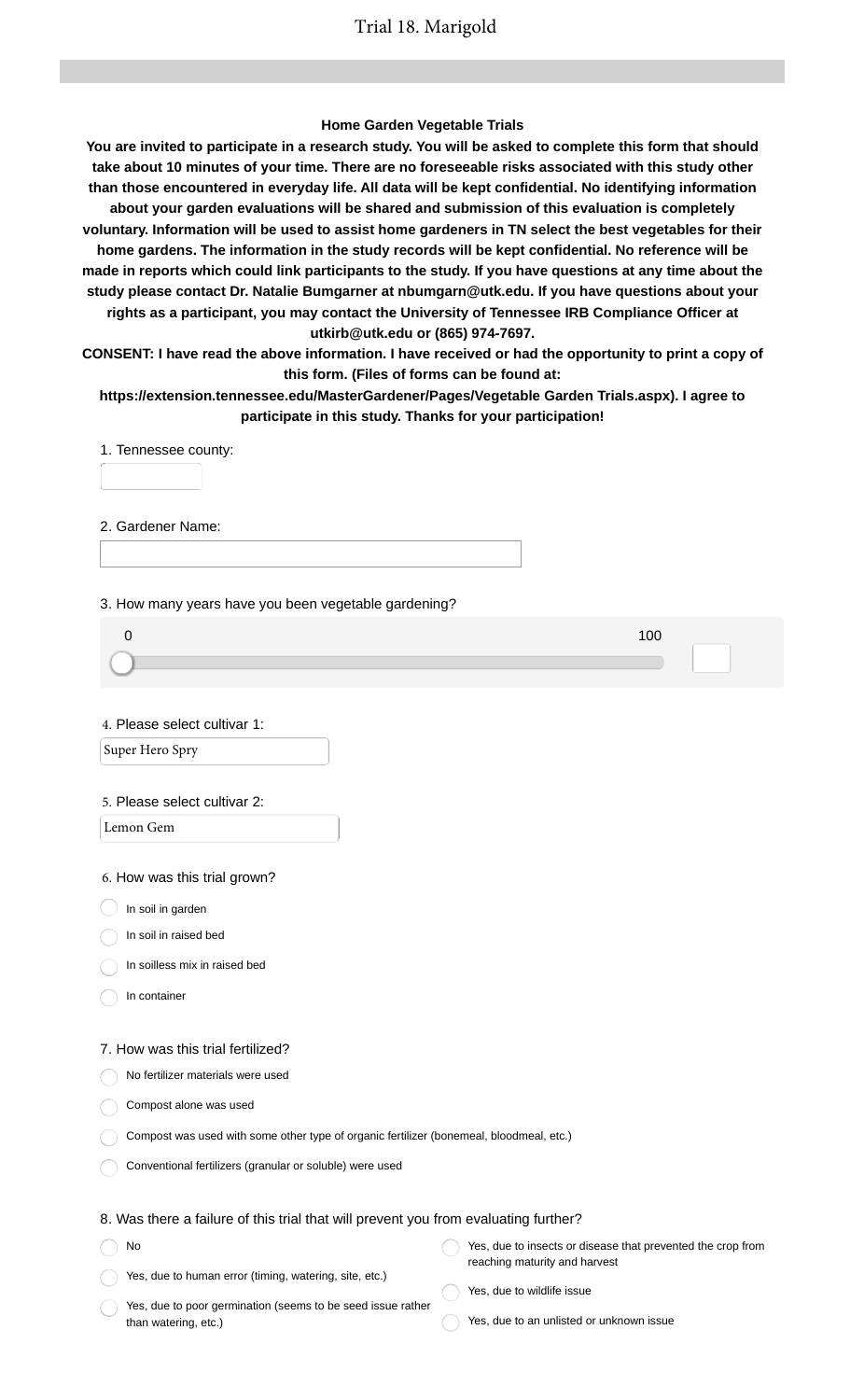# Trial 18. Marigold

**Home Garden Vegetable Trials**

**You are invited to participate in a research study. You will be asked to complete this form that should take about 10 minutes of your time. There are no foreseeable risks associated with this study other than those encountered in everyday life. All data will be kept confidential. No identifying information about your garden evaluations will be shared and submission of this evaluation is completely voluntary. Information will be used to assist home gardeners in TN select the best vegetables for their home gardens. The information in the study records will be kept confidential. No reference will be made in reports which could link participants to the study. If you have questions at any time about the study please contact Dr. Natalie Bumgarner at nbumgarn@utk.edu. If you have questions about your rights as a participant, you may contact the University of Tennessee IRB Compliance Officer at utkirb@utk.edu or (865) 974-7697.**

**CONSENT: I have read the above information. I have received or had the opportunity to print a copy of this form. (Files of forms can be found at: https://extension.tennessee.edu/MasterGardener/Pages/Vegetable Garden Trials.aspx). I agree to participate in this study. Thanks for your participation!**

1. Tennessee county:

2. Gardener Name:

3. How many years have you been vegetable gardening?

0 — 100

4. Please select cultivar 1:

Super Hero Spry

5. Please select cultivar 2:

Lemon Gem

6. How was this trial grown?

- In soil in garden
- In soil in raised bed
- In soilless mix in raised bed
- In container

7. How was this trial fertilized?

- No fertilizer materials were used
- Compost alone was used
- Compost was used with some other type of organic fertilizer (bonemeal, bloodmeal, etc.)
- Conventional fertilizers (granular or soluble) were used

8. Was there a failure of this trial that will prevent you from evaluating further?

- No
- Yes, due to human error (timing, watering, site, etc.)
- Yes, due to poor germination (seems to be seed issue rather than watering, etc.)
- Yes, due to insects or disease that prevented the crop from reaching maturity and harvest
- Yes, due to wildlife issue
- Yes, due to an unlisted or unknown issue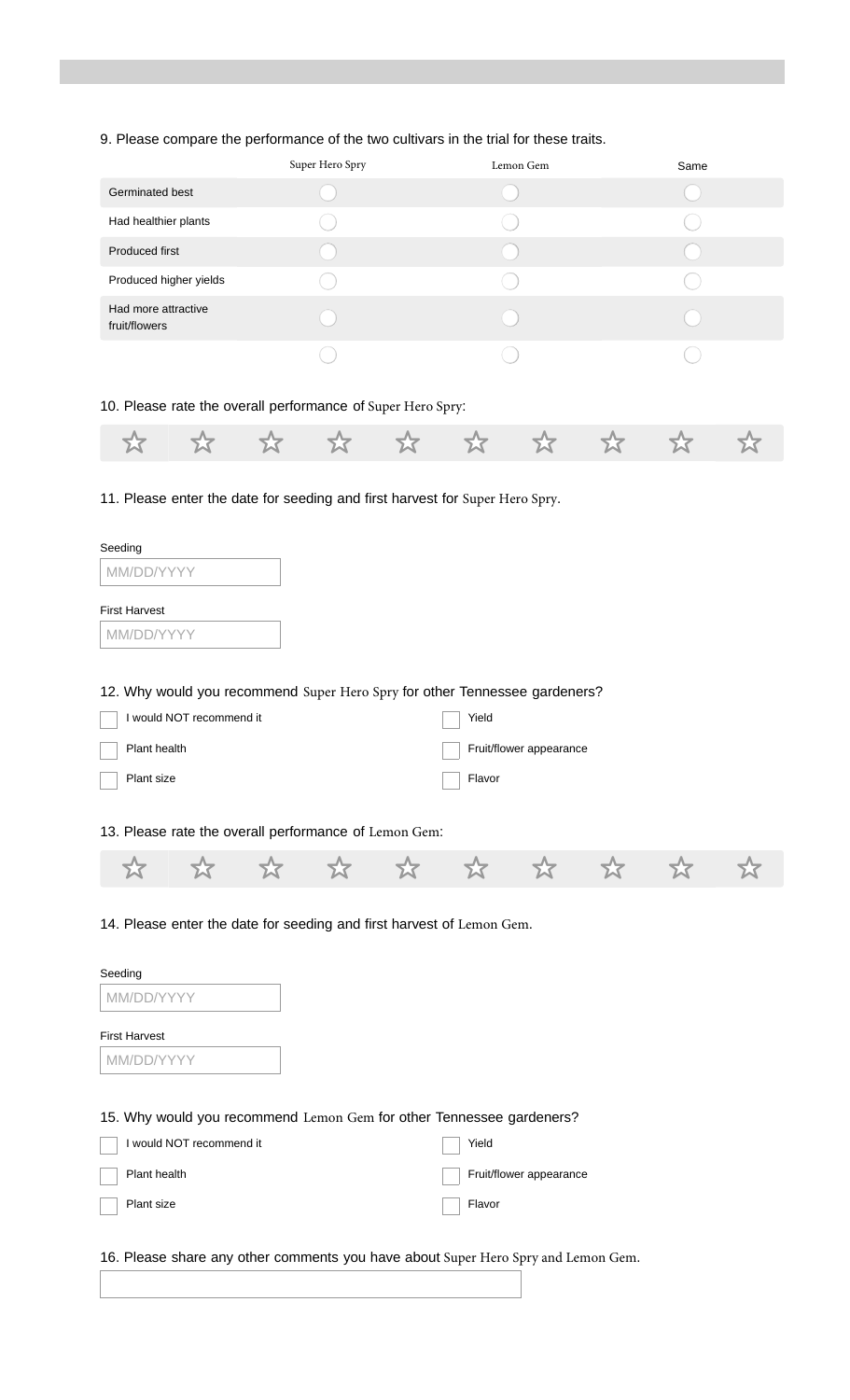9. Please compare the performance of the two cultivars in the trial for these traits.

| | Super Hero Spry | Lemon Gem | Same |
|---|---|---|---|
| Germinated best | ◯ | ◯ | ◯ |
| Had healthier plants | ◯ | ◯ | ◯ |
| Produced first | ◯ | ◯ | ◯ |
| Produced higher yields | ◯ | ◯ | ◯ |
| Had more attractive fruit/flowers | ◯ | ◯ | ◯ |
| | ◯ | ◯ | ◯ |

10. Please rate the overall performance of Super Hero Spry:

☆ ☆ ☆ ☆ ☆ ☆ ☆ ☆ ☆ ☆

11. Please enter the date for seeding and first harvest for Super Hero Spry.

Seeding

MM/DD/YYYY

First Harvest

MM/DD/YYYY

12. Why would you recommend Super Hero Spry for other Tennessee gardeners?

- ☐ I would NOT recommend it
- ☐ Plant health
- ☐ Plant size
- ☐ Yield
- ☐ Fruit/flower appearance
- ☐ Flavor

13. Please rate the overall performance of Lemon Gem:

☆ ☆ ☆ ☆ ☆ ☆ ☆ ☆ ☆ ☆

14. Please enter the date for seeding and first harvest of Lemon Gem.

Seeding

MM/DD/YYYY

First Harvest

MM/DD/YYYY

15. Why would you recommend Lemon Gem for other Tennessee gardeners?

- ☐ I would NOT recommend it
- ☐ Plant health
- ☐ Plant size
- ☐ Yield
- ☐ Fruit/flower appearance
- ☐ Flavor

16. Please share any other comments you have about Super Hero Spry and Lemon Gem.